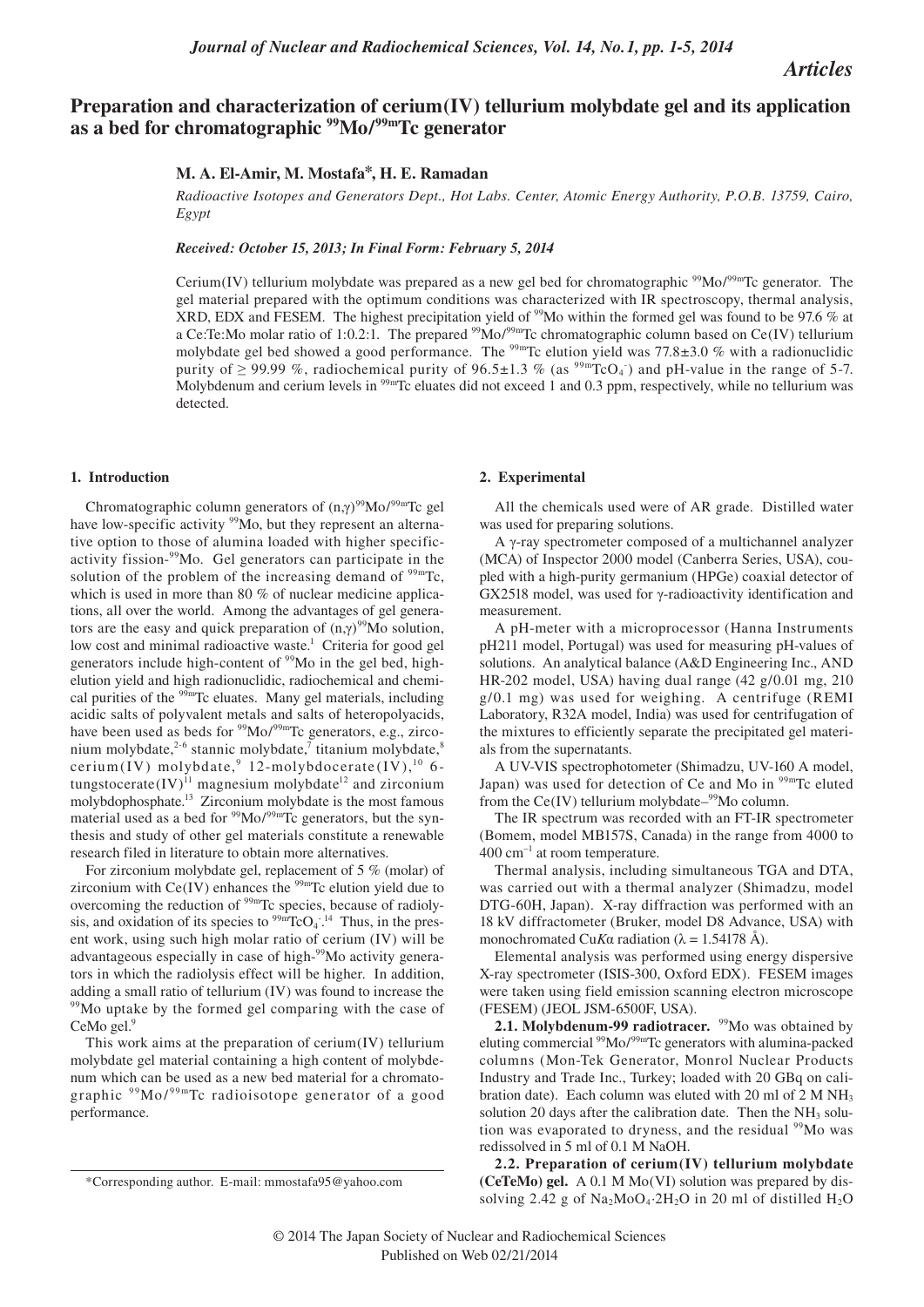*Articles*

# Preparation and characterization of cerium(IV) tellurium molybdate gel and its application as a bed for chromatographic $^{99}Mo/^{99m}Tc$ generator

**M. A. El-Amir, M. Mostafa*, H. E. Ramadan**

*Radioactive Isotopes and Generators Dept., Hot Labs. Center, Atomic Energy Authority, P.O.B. 13759, Cairo, Egypt*

*Received: October 15, 2013; In Final Form: February 5, 2014*

Cerium(IV) tellurium molybdate was prepared as a new gel bed for chromatographic $^{99}Mo/^{99m}Tc$ generator. The gel material prepared with the optimum conditions was characterized with IR spectroscopy, thermal analysis, XRD, EDX and FESEM. The highest precipitation yield of $^{99}Mo$ within the formed gel was found to be 97.6 % at a Ce:Te:Mo molar ratio of 1:0.2:1. The prepared $^{99}Mo/^{99m}Tc$ chromatographic column based on Ce(IV) tellurium molybdate gel bed showed a good performance. The $^{99m}Tc$ elution yield was 77.8±3.0 % with a radionuclidic purity of ≥ 99.99 %, radiochemical purity of 96.5±1.3 % (as $^{99m}TcO_4^-$) and pH-value in the range of 5-7. Molybdenum and cerium levels in $^{99m}Tc$ eluates did not exceed 1 and 0.3 ppm, respectively, while no tellurium was detected.

## 1. Introduction

Chromatographic column generators of $(n,\gamma)^{99}Mo/^{99m}Tc$ gel have low-specific activity $^{99}Mo$, but they represent an alternative option to those of alumina loaded with higher specific-activity fission-$^{99}Mo$. Gel generators can participate in the solution of the problem of the increasing demand of $^{99m}Tc$, which is used in more than 80 % of nuclear medicine applications, all over the world. Among the advantages of gel generators are the easy and quick preparation of $(n,\gamma)^{99}Mo$ solution, low cost and minimal radioactive waste.[1] Criteria for good gel generators include high-content of $^{99}Mo$ in the gel bed, high-elution yield and high radionuclidic, radiochemical and chemical purities of the $^{99m}Tc$ eluates. Many gel materials, including acidic salts of polyvalent metals and salts of heteropolyacids, have been used as beds for $^{99}Mo/^{99m}Tc$ generators, e.g., zirconium molybdate,[2-6] stannic molybdate,[7] titanium molybdate,[8] cerium(IV) molybdate,[9] 12-molybdocerate(IV),[10] 6-tungstocerate(IV)[11] magnesium molybdate[12] and zirconium molybdophosphate.[13] Zirconium molybdate is the most famous material used as a bed for $^{99}Mo/^{99m}Tc$ generators, but the synthesis and study of other gel materials constitute a renewable research filed in literature to obtain more alternatives.

For zirconium molybdate gel, replacement of 5 % (molar) of zirconium with Ce(IV) enhances the $^{99m}Tc$ elution yield due to overcoming the reduction of $^{99m}Tc$ species, because of radiolysis, and oxidation of its species to $^{99m}TcO_4^-$.[14] Thus, in the present work, using such high molar ratio of cerium (IV) will be advantageous especially in case of high-$^{99}Mo$ activity generators in which the radiolysis effect will be higher. In addition, adding a small ratio of tellurium (IV) was found to increase the $^{99}Mo$ uptake by the formed gel comparing with the case of CeMo gel.[9]

This work aims at the preparation of cerium(IV) tellurium molybdate gel material containing a high content of molybdenum which can be used as a new bed material for a chromatographic $^{99}Mo/^{99m}Tc$ radioisotope generator of a good performance.

*Corresponding author. E-mail: mmostafa95@yahoo.com

## 2. Experimental

All the chemicals used were of AR grade. Distilled water was used for preparing solutions.

A γ-ray spectrometer composed of a multichannel analyzer (MCA) of Inspector 2000 model (Canberra Series, USA), coupled with a high-purity germanium (HPGe) coaxial detector of GX2518 model, was used for γ-radioactivity identification and measurement.

A pH-meter with a microprocessor (Hanna Instruments pH211 model, Portugal) was used for measuring pH-values of solutions. An analytical balance (A&D Engineering Inc., AND HR-202 model, USA) having dual range (42 g/0.01 mg, 210 g/0.1 mg) was used for weighing. A centrifuge (REMI Laboratory, R32A model, India) was used for centrifugation of the mixtures to efficiently separate the precipitated gel materials from the supernatants.

A UV-VIS spectrophotometer (Shimadzu, UV-160 A model, Japan) was used for detection of Ce and Mo in $^{99m}Tc$ eluted from the Ce(IV) tellurium molybdate–$^{99}Mo$ column.

The IR spectrum was recorded with an FT-IR spectrometer (Bomem, model MB157S, Canada) in the range from 4000 to 400 $cm^{-1}$ at room temperature.

Thermal analysis, including simultaneous TGA and DTA, was carried out with a thermal analyzer (Shimadzu, model DTG-60H, Japan). X-ray diffraction was performed with an 18 kV diffractometer (Bruker, model D8 Advance, USA) with monochromated Cu*K*α radiation (λ = 1.54178 Å).

Elemental analysis was performed using energy dispersive X-ray spectrometer (ISIS-300, Oxford EDX). FESEM images were taken using field emission scanning electron microscope (FESEM) (JEOL JSM-6500F, USA).

**2.1. Molybdenum-99 radiotracer.** $^{99}Mo$ was obtained by eluting commercial $^{99}Mo/^{99m}Tc$ generators with alumina-packed columns (Mon-Tek Generator, Monrol Nuclear Products Industry and Trade Inc., Turkey; loaded with 20 GBq on calibration date). Each column was eluted with 20 ml of 2 M $NH_3$ solution 20 days after the calibration date. Then the $NH_3$ solution was evaporated to dryness, and the residual $^{99}Mo$ was redissolved in 5 ml of 0.1 M NaOH.

**2.2. Preparation of cerium(IV) tellurium molybdate (CeTeMo) gel.** A 0.1 M Mo(VI) solution was prepared by dissolving 2.42 g of $Na_2MoO_4 \cdot 2H_2O$ in 20 ml of distilled $H_2O$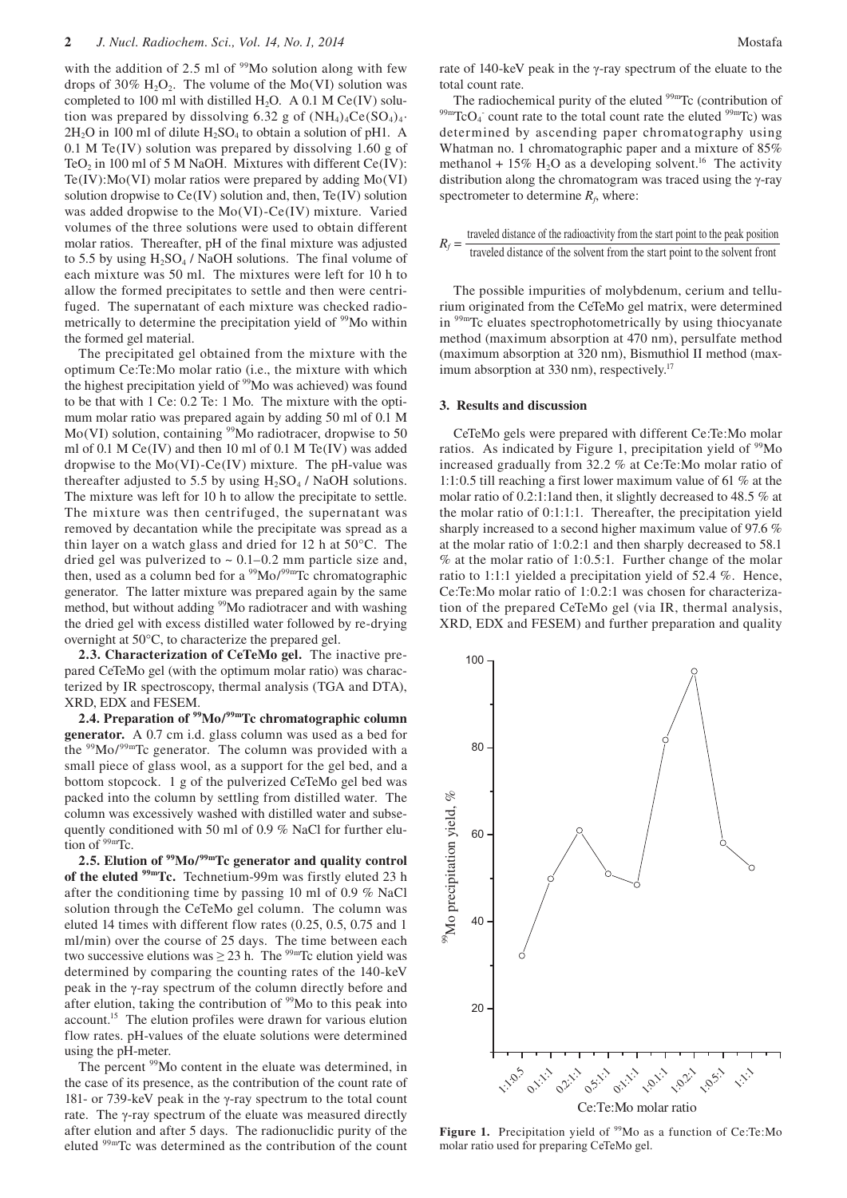with the addition of 2.5 ml of $^{99}$Mo solution along with few drops of 30% $H_2O_2$. The volume of the Mo(VI) solution was completed to 100 ml with distilled $H_2O$. A 0.1 M Ce(IV) solution was prepared by dissolving 6.32 g of $(NH_4)_4Ce(SO_4)_4 \cdot 2H_2O$ in 100 ml of dilute $H_2SO_4$ to obtain a solution of pH1. A 0.1 M Te(IV) solution was prepared by dissolving 1.60 g of $TeO_2$ in 100 ml of 5 M NaOH. Mixtures with different Ce(IV): Te(IV):Mo(VI) molar ratios were prepared by adding Mo(VI) solution dropwise to Ce(IV) solution and, then, Te(IV) solution was added dropwise to the Mo(VI)-Ce(IV) mixture. Varied volumes of the three solutions were used to obtain different molar ratios. Thereafter, pH of the final mixture was adjusted to 5.5 by using $H_2SO_4$ / NaOH solutions. The final volume of each mixture was 50 ml. The mixtures were left for 10 h to allow the formed precipitates to settle and then were centrifuged. The supernatant of each mixture was checked radiometrically to determine the precipitation yield of $^{99}$Mo within the formed gel material.

The precipitated gel obtained from the mixture with the optimum Ce:Te:Mo molar ratio (i.e., the mixture with which the highest precipitation yield of $^{99}$Mo was achieved) was found to be that with 1 Ce: 0.2 Te: 1 Mo. The mixture with the optimum molar ratio was prepared again by adding 50 ml of 0.1 M Mo(VI) solution, containing $^{99}$Mo radiotracer, dropwise to 50 ml of 0.1 M Ce(IV) and then 10 ml of 0.1 M Te(IV) was added dropwise to the Mo(VI)-Ce(IV) mixture. The pH-value was thereafter adjusted to 5.5 by using $H_2SO_4$ / NaOH solutions. The mixture was left for 10 h to allow the precipitate to settle. The mixture was then centrifuged, the supernatant was removed by decantation while the precipitate was spread as a thin layer on a watch glass and dried for 12 h at 50°C. The dried gel was pulverized to ~ 0.1–0.2 mm particle size and, then, used as a column bed for a $^{99}$Mo/$^{99m}$Tc chromatographic generator. The latter mixture was prepared again by the same method, but without adding $^{99}$Mo radiotracer and with washing the dried gel with excess distilled water followed by re-drying overnight at 50°C, to characterize the prepared gel.

**2.3. Characterization of CeTeMo gel.** The inactive prepared CeTeMo gel (with the optimum molar ratio) was characterized by IR spectroscopy, thermal analysis (TGA and DTA), XRD, EDX and FESEM.

**2.4. Preparation of $^{99}$Mo/$^{99m}$Tc chromatographic column generator.** A 0.7 cm i.d. glass column was used as a bed for the $^{99}$Mo/$^{99m}$Tc generator. The column was provided with a small piece of glass wool, as a support for the gel bed, and a bottom stopcock. 1 g of the pulverized CeTeMo gel bed was packed into the column by settling from distilled water. The column was excessively washed with distilled water and subsequently conditioned with 50 ml of 0.9 % NaCl for further elution of $^{99m}$Tc.

**2.5. Elution of $^{99}$Mo/$^{99m}$Tc generator and quality control of the eluted $^{99m}$Tc.** Technetium-99m was firstly eluted 23 h after the conditioning time by passing 10 ml of 0.9 % NaCl solution through the CeTeMo gel column. The column was eluted 14 times with different flow rates (0.25, 0.5, 0.75 and 1 ml/min) over the course of 25 days. The time between each two successive elutions was ≥ 23 h. The $^{99m}$Tc elution yield was determined by comparing the counting rates of the 140-keV peak in the γ-ray spectrum of the column directly before and after elution, taking the contribution of $^{99}$Mo to this peak into account.[15] The elution profiles were drawn for various elution flow rates. pH-values of the eluate solutions were determined using the pH-meter.

The percent $^{99}$Mo content in the eluate was determined, in the case of its presence, as the contribution of the count rate of 181- or 739-keV peak in the γ-ray spectrum to the total count rate. The γ-ray spectrum of the eluate was measured directly after elution and after 5 days. The radionuclidic purity of the eluted $^{99m}$Tc was determined as the contribution of the count rate of 140-keV peak in the γ-ray spectrum of the eluate to the total count rate.

The radiochemical purity of the eluted $^{99m}$Tc (contribution of $^{99m}TcO_4^-$ count rate to the total count rate the eluted $^{99m}$Tc) was determined by ascending paper chromatography using Whatman no. 1 chromatographic paper and a mixture of 85% methanol + 15% $H_2O$ as a developing solvent.[16] The activity distribution along the chromatogram was traced using the γ-ray spectrometer to determine $R_f$, where:

$$R_f = \frac{\text{traveled distance of the radioactivity from the start point to the peak position}}{\text{traveled distance of the solvent from the start point to the solvent front}}$$

The possible impurities of molybdenum, cerium and tellurium originated from the CeTeMo gel matrix, were determined in $^{99m}$Tc eluates spectrophotometrically by using thiocyanate method (maximum absorption at 470 nm), persulfate method (maximum absorption at 320 nm), Bismuthiol II method (maximum absorption at 330 nm), respectively.[17]

## 3. Results and discussion

CeTeMo gels were prepared with different Ce:Te:Mo molar ratios. As indicated by Figure 1, precipitation yield of $^{99}$Mo increased gradually from 32.2 % at Ce:Te:Mo molar ratio of 1:1:0.5 till reaching a first lower maximum value of 61 % at the molar ratio of 0.2:1:1and then, it slightly decreased to 48.5 % at the molar ratio of 0:1:1:1. Thereafter, the precipitation yield sharply increased to a second higher maximum value of 97.6 % at the molar ratio of 1:0.2:1 and then sharply decreased to 58.1 % at the molar ratio of 1:0.5:1. Further change of the molar ratio to 1:1:1 yielded a precipitation yield of 52.4 %. Hence, Ce:Te:Mo molar ratio of 1:0.2:1 was chosen for characterization of the prepared CeTeMo gel (via IR, thermal analysis, XRD, EDX and FESEM) and further preparation and quality

**Figure 1.** Precipitation yield of $^{99}$Mo as a function of Ce:Te:Mo molar ratio used for preparing CeTeMo gel.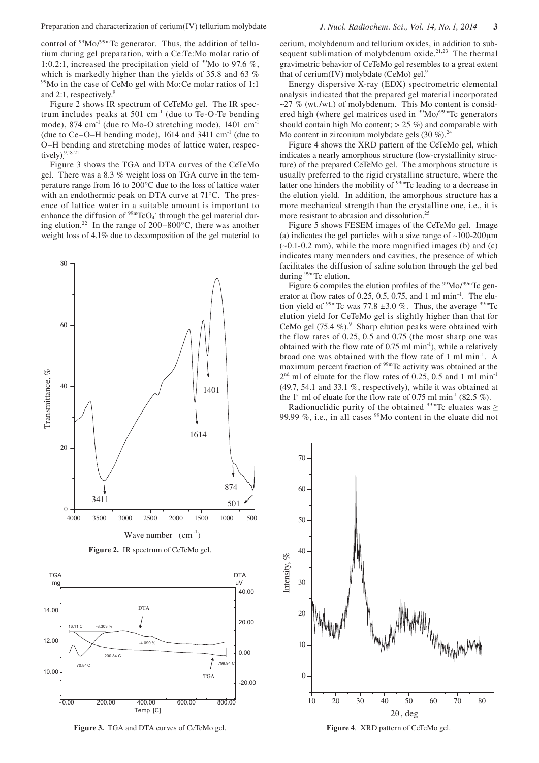control of $^{99}Mo/^{99m}Tc$ generator. Thus, the addition of tellurium during gel preparation, with a Ce:Te:Mo molar ratio of 1:0.2:1, increased the precipitation yield of $^{99}Mo$ to 97.6 %, which is markedly higher than the yields of 35.8 and 63 % $^{99}Mo$ in the case of CeMo gel with Mo:Ce molar ratios of 1:1 and 2:1, respectively.[9]

Figure 2 shows IR spectrum of CeTeMo gel. The IR spectrum includes peaks at 501 $cm^{-1}$ (due to Te-O-Te bending mode), 874 $cm^{-1}$ (due to Mo-O stretching mode), 1401 $cm^{-1}$ (due to Ce–O–H bending mode), 1614 and 3411 $cm^{-1}$ (due to O–H bending and stretching modes of lattice water, respectively).[9,18-21]

Figure 3 shows the TGA and DTA curves of the CeTeMo gel. There was a 8.3 % weight loss on TGA curve in the temperature range from 16 to 200°C due to the loss of lattice water with an endothermic peak on DTA curve at 71°C. The presence of lattice water in a suitable amount is important to enhance the diffusion of $^{99m}TcO_4^-$ through the gel material during elution.[22] In the range of 200–800°C, there was another weight loss of 4.1% due to decomposition of the gel material to cerium, molybdenum and tellurium oxides, in addition to subsequent sublimation of molybdenum oxide.[21,23] The thermal gravimetric behavior of CeTeMo gel resembles to a great extent that of cerium(IV) molybdate (CeMo) gel.[9]

Figure 2. IR spectrum of CeTeMo gel.

Figure 3. TGA and DTA curves of CeTeMo gel.

Energy dispersive X-ray (EDX) spectrometric elemental analysis indicated that the prepared gel material incorporated ~27 % (wt./wt.) of molybdenum. This Mo content is considered high (where gel matrices used in $^{99}Mo/^{99m}Tc$ generators should contain high Mo content; > 25 %) and comparable with Mo content in zirconium molybdate gels (30 %).[24]

Figure 4 shows the XRD pattern of the CeTeMo gel, which indicates a nearly amorphous structure (low-crystallinity structure) of the prepared CeTeMo gel. The amorphous structure is usually preferred to the rigid crystalline structure, where the latter one hinders the mobility of $^{99m}Tc$ leading to a decrease in the elution yield. In addition, the amorphous structure has a more mechanical strength than the crystalline one, i.e., it is more resistant to abrasion and dissolution.[25]

Figure 5 shows FESEM images of the CeTeMo gel. Image (a) indicates the gel particles with a size range of ~100-200μm (~0.1-0.2 mm), while the more magnified images (b) and (c) indicates many meanders and cavities, the presence of which facilitates the diffusion of saline solution through the gel bed during $^{99m}Tc$ elution.

Figure 6 compiles the elution profiles of the $^{99}Mo/^{99m}Tc$ generator at flow rates of 0.25, 0.5, 0.75, and 1 ml $min^{-1}$. The elution yield of $^{99m}Tc$ was 77.8 ±3.0 %. Thus, the average $^{99m}Tc$ elution yield for CeTeMo gel is slightly higher than that for CeMo gel (75.4 %).[9] Sharp elution peaks were obtained with the flow rates of 0.25, 0.5 and 0.75 (the most sharp one was obtained with the flow rate of 0.75 ml $min^{-1}$), while a relatively broad one was obtained with the flow rate of 1 ml $min^{-1}$. A maximum percent fraction of $^{99m}Tc$ activity was obtained at the 2nd ml of eluate for the flow rates of 0.25, 0.5 and 1 ml $min^{-1}$ (49.7, 54.1 and 33.1 %, respectively), while it was obtained at the 1st ml of eluate for the flow rate of 0.75 ml $min^{-1}$ (82.5 %).

Radionuclidic purity of the obtained $^{99m}Tc$ eluates was ≥ 99.99 %, i.e., in all cases $^{99}Mo$ content in the eluate did not

Figure 4. XRD pattern of CeTeMo gel.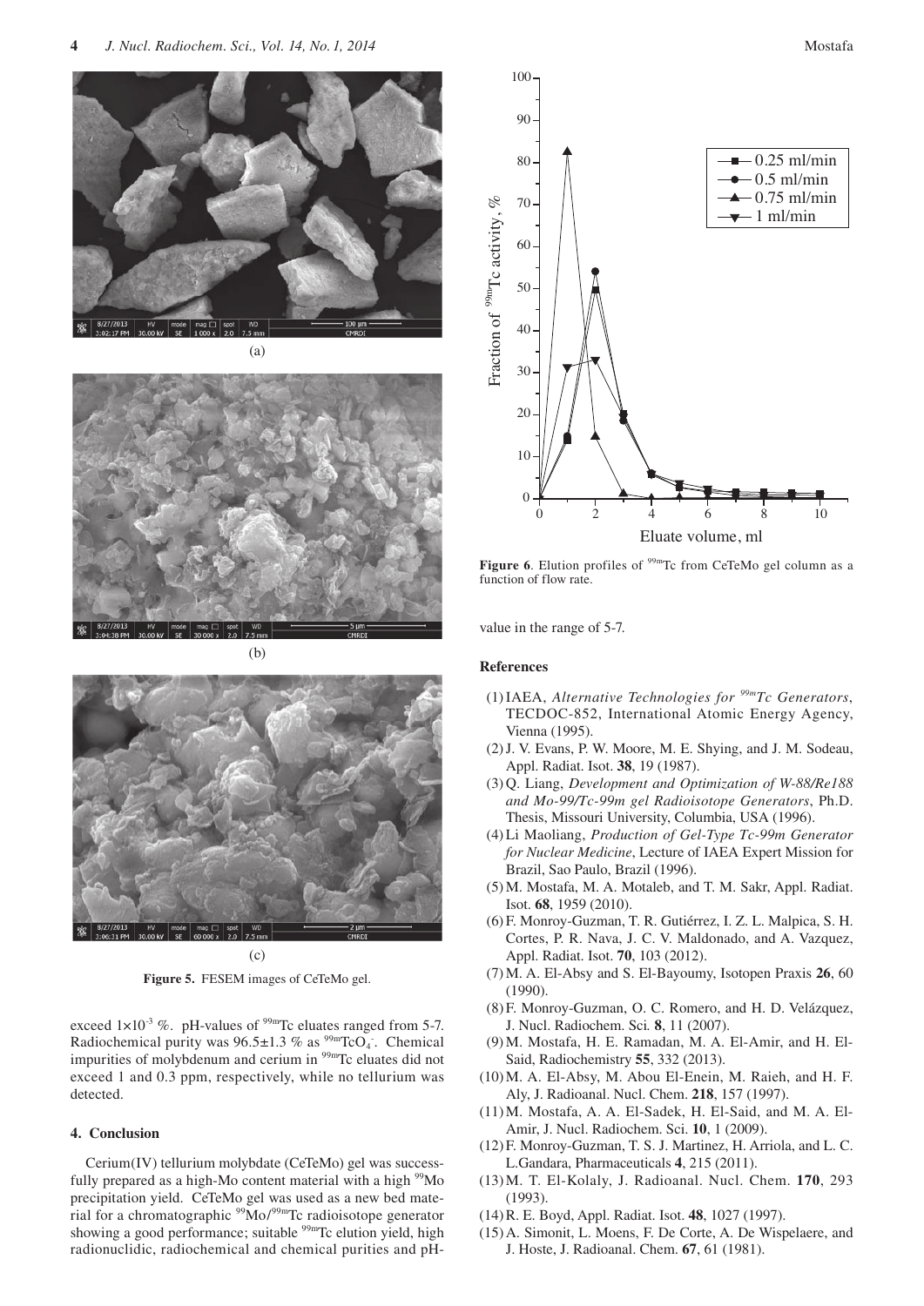(a)

(b)

(c)

**Figure 5.** FESEM images of CeTeMo gel.

exceed $1\times10^{-3}$ %. pH-values of $^{99m}$Tc eluates ranged from 5-7. Radiochemical purity was 96.5±1.3 % as $^{99m}TcO_4^-$. Chemical impurities of molybdenum and cerium in $^{99m}$Tc eluates did not exceed 1 and 0.3 ppm, respectively, while no tellurium was detected.

## 4. Conclusion

Cerium(IV) tellurium molybdate (CeTeMo) gel was successfully prepared as a high-Mo content material with a high $^{99}$Mo precipitation yield. CeTeMo gel was used as a new bed material for a chromatographic $^{99}$Mo/$^{99m}$Tc radioisotope generator showing a good performance; suitable $^{99m}$Tc elution yield, high radionuclidic, radiochemical and chemical purities and pH-value in the range of 5-7.

**Figure 6**. Elution profiles of $^{99m}$Tc from CeTeMo gel column as a function of flow rate.

## References

(1) IAEA, *Alternative Technologies for $^{99m}$Tc Generators*, TECDOC-852, International Atomic Energy Agency, Vienna (1995).

(2) J. V. Evans, P. W. Moore, M. E. Shying, and J. M. Sodeau, Appl. Radiat. Isot. **38**, 19 (1987).

(3) Q. Liang, *Development and Optimization of W-88/Re188 and Mo-99/Tc-99m gel Radioisotope Generators*, Ph.D. Thesis, Missouri University, Columbia, USA (1996).

(4) Li Maoliang, *Production of Gel-Type Tc-99m Generator for Nuclear Medicine*, Lecture of IAEA Expert Mission for Brazil, Sao Paulo, Brazil (1996).

(5) M. Mostafa, M. A. Motaleb, and T. M. Sakr, Appl. Radiat. Isot. **68**, 1959 (2010).

(6) F. Monroy-Guzman, T. R. Gutiérrez, I. Z. L. Malpica, S. H. Cortes, P. R. Nava, J. C. V. Maldonado, and A. Vazquez, Appl. Radiat. Isot. **70**, 103 (2012).

(7) M. A. El-Absy and S. El-Bayoumy, Isotopen Praxis **26**, 60 (1990).

(8) F. Monroy-Guzman, O. C. Romero, and H. D. Velázquez, J. Nucl. Radiochem. Sci. **8**, 11 (2007).

(9) M. Mostafa, H. E. Ramadan, M. A. El-Amir, and H. El-Said, Radiochemistry **55**, 332 (2013).

(10) M. A. El-Absy, M. Abou El-Enein, M. Raieh, and H. F. Aly, J. Radioanal. Nucl. Chem. **218**, 157 (1997).

(11) M. Mostafa, A. A. El-Sadek, H. El-Said, and M. A. El-Amir, J. Nucl. Radiochem. Sci. **10**, 1 (2009).

(12) F. Monroy-Guzman, T. S. J. Martinez, H. Arriola, and L. C. L.Gandara, Pharmaceuticals **4**, 215 (2011).

(13) M. T. El-Kolaly, J. Radioanal. Nucl. Chem. **170**, 293 (1993).

(14) R. E. Boyd, Appl. Radiat. Isot. **48**, 1027 (1997).

(15) A. Simonit, L. Moens, F. De Corte, A. De Wispelaere, and J. Hoste, J. Radioanal. Chem. **67**, 61 (1981).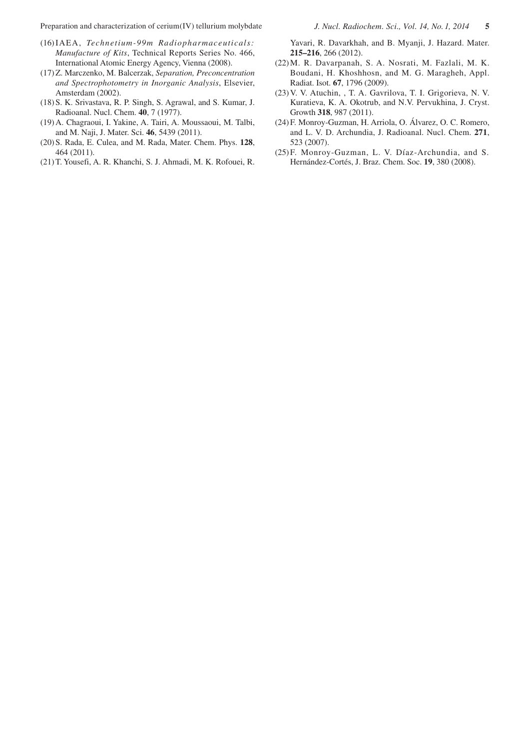(16) IAEA, *Technetium-99m Radiopharmaceuticals: Manufacture of Kits*, Technical Reports Series No. 466, International Atomic Energy Agency, Vienna (2008).

(17) Z. Marczenko, M. Balcerzak, *Separation, Preconcentration and Spectrophotometry in Inorganic Analysis*, Elsevier, Amsterdam (2002).

(18) S. K. Srivastava, R. P. Singh, S. Agrawal, and S. Kumar, J. Radioanal. Nucl. Chem. **40**, 7 (1977).

(19) A. Chagraoui, I. Yakine, A. Tairi, A. Moussaoui, M. Talbi, and M. Naji, J. Mater. Sci. **46**, 5439 (2011).

(20) S. Rada, E. Culea, and M. Rada, Mater. Chem. Phys. **128**, 464 (2011).

(21) T. Yousefi, A. R. Khanchi, S. J. Ahmadi, M. K. Rofouei, R. Yavari, R. Davarkhah, and B. Myanji, J. Hazard. Mater. **215–216**, 266 (2012).

(22) M. R. Davarpanah, S. A. Nosrati, M. Fazlali, M. K. Boudani, H. Khoshhosn, and M. G. Maragheh, Appl. Radiat. Isot. **67**, 1796 (2009).

(23) V. V. Atuchin, , T. A. Gavrilova, T. I. Grigorieva, N. V. Kuratieva, K. A. Okotrub, and N.V. Pervukhina, J. Cryst. Growth **318**, 987 (2011).

(24) F. Monroy-Guzman, H. Arriola, O. Álvarez, O. C. Romero, and L. V. D. Archundia, J. Radioanal. Nucl. Chem. **271**, 523 (2007).

(25) F. Monroy-Guzman, L. V. Díaz-Archundia, and S. Hernández-Cortés, J. Braz. Chem. Soc. **19**, 380 (2008).